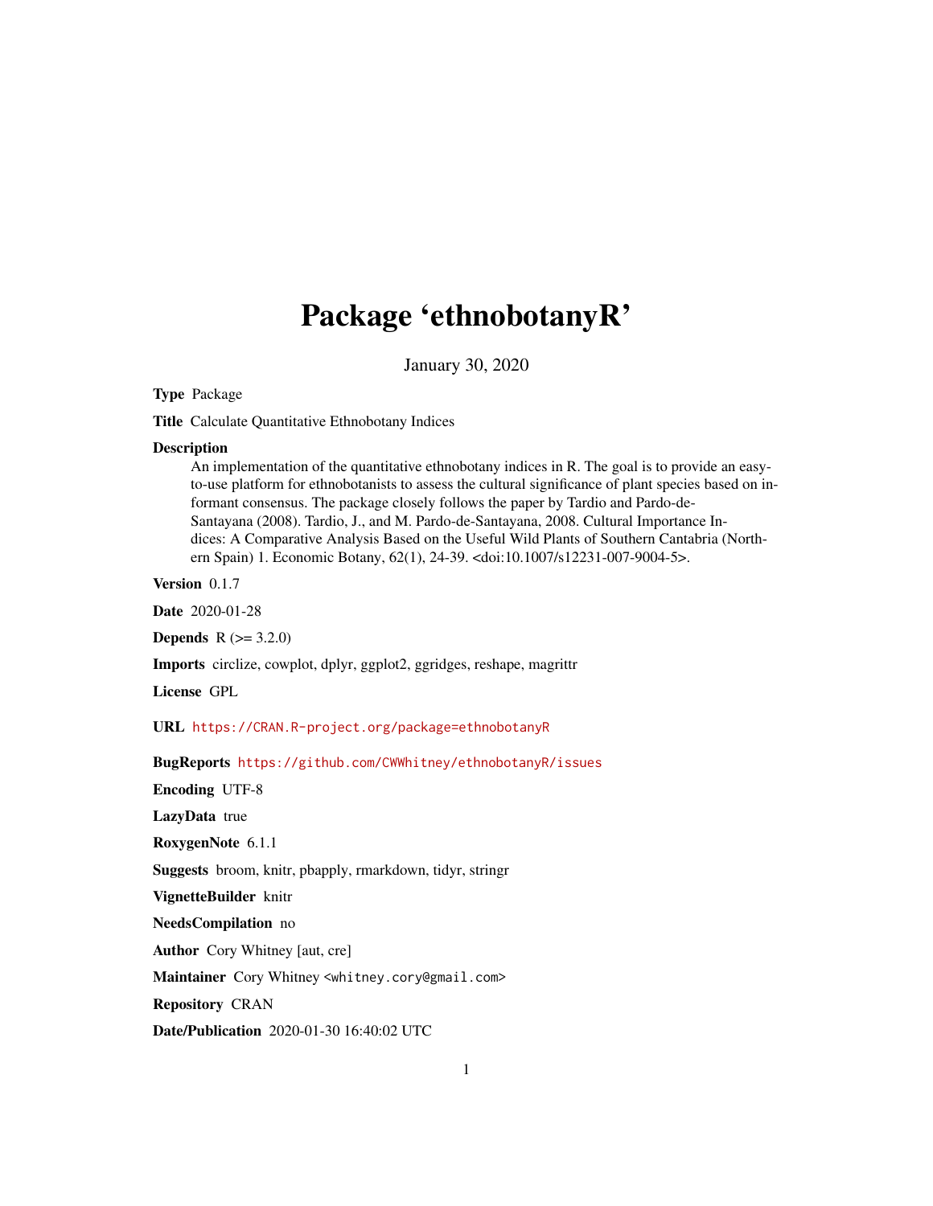# Package 'ethnobotanyR'

January 30, 2020

**Type** Package

**Title** Calculate Quantitative Ethnobotany Indices

**Description** An implementation of the quantitative ethnobotany indices in R. The goal is to provide an easy-to-use platform for ethnobotanists to assess the cultural significance of plant species based on informant consensus. The package closely follows the paper by Tardio and Pardo-de-Santayana (2008). Tardio, J., and M. Pardo-de-Santayana, 2008. Cultural Importance Indices: A Comparative Analysis Based on the Useful Wild Plants of Southern Cantabria (Northern Spain) 1. Economic Botany, 62(1), 24-39. <doi:10.1007/s12231-007-9004-5>.

**Version** 0.1.7

**Date** 2020-01-28

**Depends** R (>= 3.2.0)

**Imports** circlize, cowplot, dplyr, ggplot2, ggridges, reshape, magrittr

**License** GPL

**URL** https://CRAN.R-project.org/package=ethnobotanyR

**BugReports** https://github.com/CWWhitney/ethnobotanyR/issues

**Encoding** UTF-8

**LazyData** true

**RoxygenNote** 6.1.1

**Suggests** broom, knitr, pbapply, rmarkdown, tidyr, stringr

**VignetteBuilder** knitr

**NeedsCompilation** no

**Author** Cory Whitney [aut, cre]

**Maintainer** Cory Whitney <whitney.cory@gmail.com>

**Repository** CRAN

**Date/Publication** 2020-01-30 16:40:02 UTC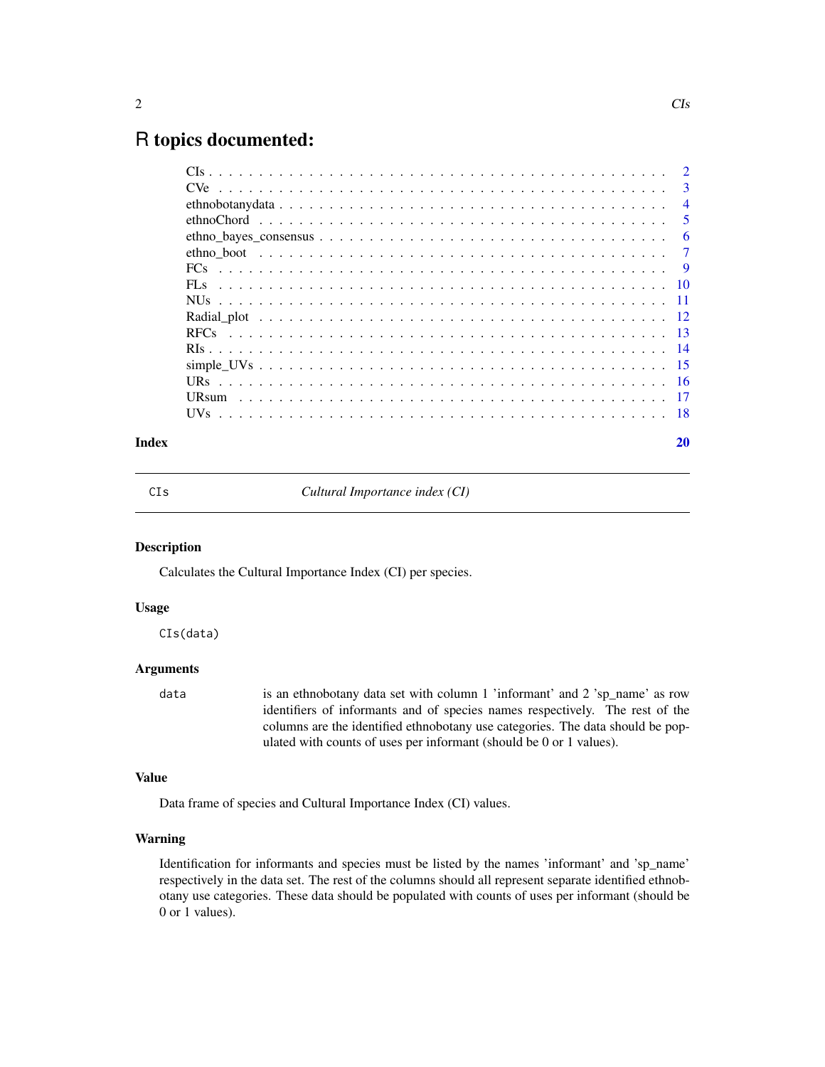# R topics documented:

| | |
|---|---|
| CIs | 2 |
| CVe | 3 |
| ethnobotanydata | 4 |
| ethnoChord | 5 |
| ethno_bayes_consensus | 6 |
| ethno_boot | 7 |
| FCs | 9 |
| FLs | 10 |
| NUs | 11 |
| Radial_plot | 12 |
| RFCs | 13 |
| RIs | 14 |
| simple_UVs | 15 |
| URs | 16 |
| URsum | 17 |
| UVs | 18 |
| **Index** | **20** |

---

`CIs` *Cultural Importance index (CI)*

---

### Description

Calculates the Cultural Importance Index (CI) per species.

### Usage

```
CIs(data)
```

### Arguments

| | |
|---|---|
| `data` | is an ethnobotany data set with column 1 'informant' and 2 'sp_name' as row identifiers of informants and of species names respectively. The rest of the columns are the identified ethnobotany use categories. The data should be populated with counts of uses per informant (should be 0 or 1 values). |

### Value

Data frame of species and Cultural Importance Index (CI) values.

### Warning

Identification for informants and species must be listed by the names 'informant' and 'sp_name' respectively in the data set. The rest of the columns should all represent separate identified ethnobotany use categories. These data should be populated with counts of uses per informant (should be 0 or 1 values).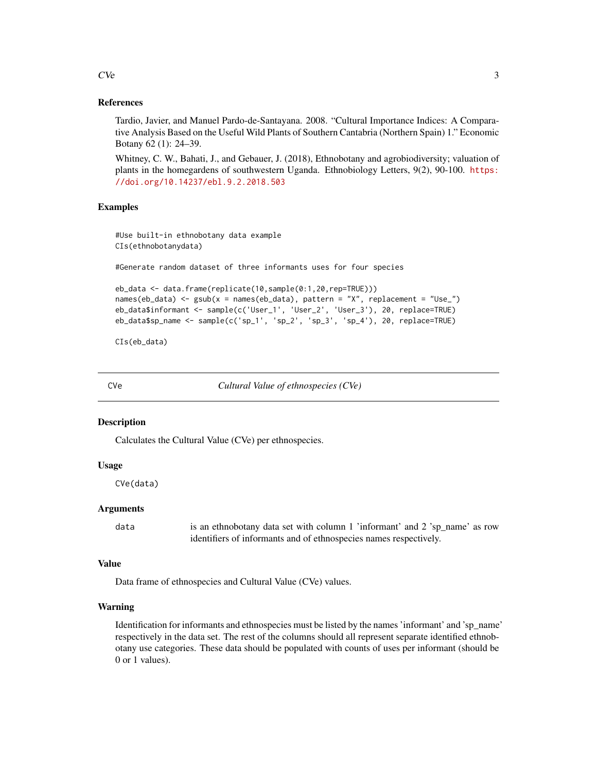## References

Tardio, Javier, and Manuel Pardo-de-Santayana. 2008. "Cultural Importance Indices: A Comparative Analysis Based on the Useful Wild Plants of Southern Cantabria (Northern Spain) 1." Economic Botany 62 (1): 24–39.

Whitney, C. W., Bahati, J., and Gebauer, J. (2018), Ethnobotany and agrobiodiversity; valuation of plants in the homegardens of southwestern Uganda. Ethnobiology Letters, 9(2), 90-100. https://doi.org/10.14237/ebl.9.2.2018.503

## Examples

```
#Use built-in ethnobotany data example
CIs(ethnobotanydata)

#Generate random dataset of three informants uses for four species

eb_data <- data.frame(replicate(10,sample(0:1,20,rep=TRUE)))
names(eb_data) <- gsub(x = names(eb_data), pattern = "X", replacement = "Use_")
eb_data$informant <- sample(c('User_1', 'User_2', 'User_3'), 20, replace=TRUE)
eb_data$sp_name <- sample(c('sp_1', 'sp_2', 'sp_3', 'sp_4'), 20, replace=TRUE)

CIs(eb_data)
```

---

# CVe — *Cultural Value of ethnospecies (CVe)*

## Description

Calculates the Cultural Value (CVe) per ethnospecies.

## Usage

```
CVe(data)
```

## Arguments

| | |
|---|---|
| data | is an ethnobotany data set with column 1 'informant' and 2 'sp_name' as row identifiers of informants and of ethnospecies names respectively. |

## Value

Data frame of ethnospecies and Cultural Value (CVe) values.

## Warning

Identification for informants and ethnospecies must be listed by the names 'informant' and 'sp_name' respectively in the data set. The rest of the columns should all represent separate identified ethnobotany use categories. These data should be populated with counts of uses per informant (should be 0 or 1 values).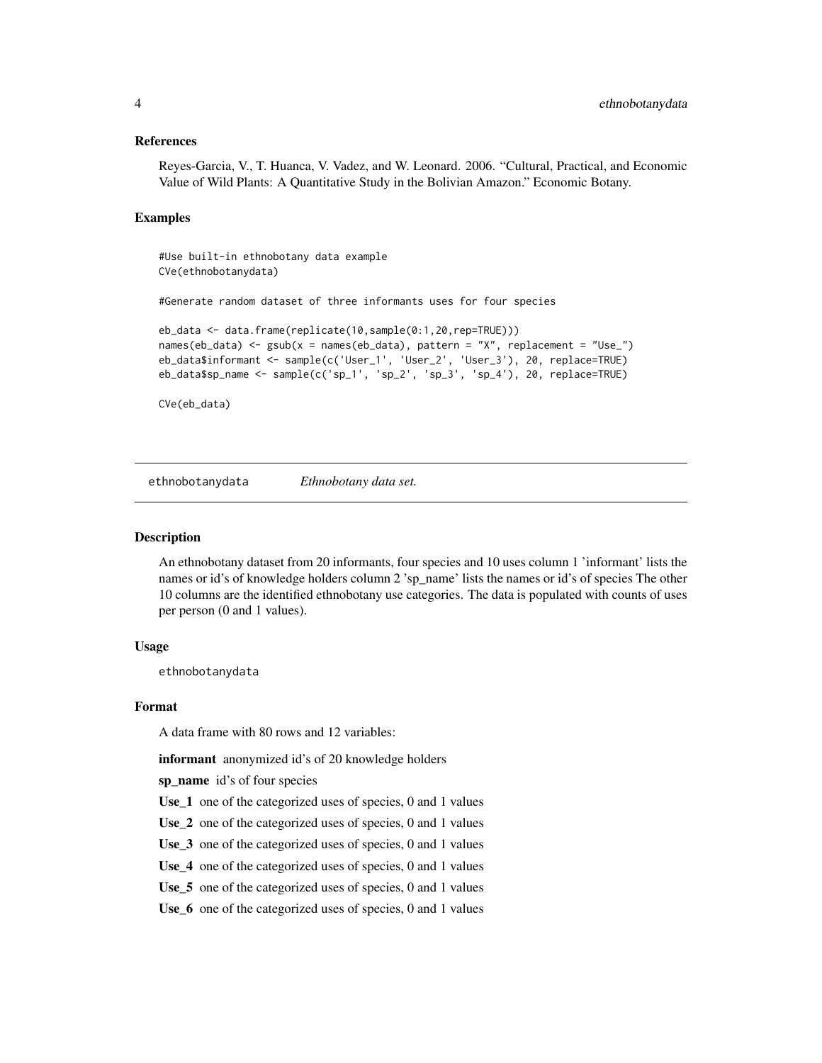### References

Reyes-Garcia, V., T. Huanca, V. Vadez, and W. Leonard. 2006. “Cultural, Practical, and Economic Value of Wild Plants: A Quantitative Study in the Bolivian Amazon.” Economic Botany.

### Examples

```
#Use built-in ethnobotany data example
CVe(ethnobotanydata)

#Generate random dataset of three informants uses for four species

eb_data <- data.frame(replicate(10,sample(0:1,20,rep=TRUE)))
names(eb_data) <- gsub(x = names(eb_data), pattern = "X", replacement = "Use_")
eb_data$informant <- sample(c('User_1', 'User_2', 'User_3'), 20, replace=TRUE)
eb_data$sp_name <- sample(c('sp_1', 'sp_2', 'sp_3', 'sp_4'), 20, replace=TRUE)

CVe(eb_data)
```

## ethnobotanydata *Ethnobotany data set.*

### Description

An ethnobotany dataset from 20 informants, four species and 10 uses column 1 'informant' lists the names or id's of knowledge holders column 2 'sp_name' lists the names or id's of species The other 10 columns are the identified ethnobotany use categories. The data is populated with counts of uses per person (0 and 1 values).

### Usage

```
ethnobotanydata
```

### Format

A data frame with 80 rows and 12 variables:

**informant** anonymized id's of 20 knowledge holders

**sp_name** id's of four species

**Use_1** one of the categorized uses of species, 0 and 1 values

**Use_2** one of the categorized uses of species, 0 and 1 values

**Use_3** one of the categorized uses of species, 0 and 1 values

**Use_4** one of the categorized uses of species, 0 and 1 values

**Use_5** one of the categorized uses of species, 0 and 1 values

**Use_6** one of the categorized uses of species, 0 and 1 values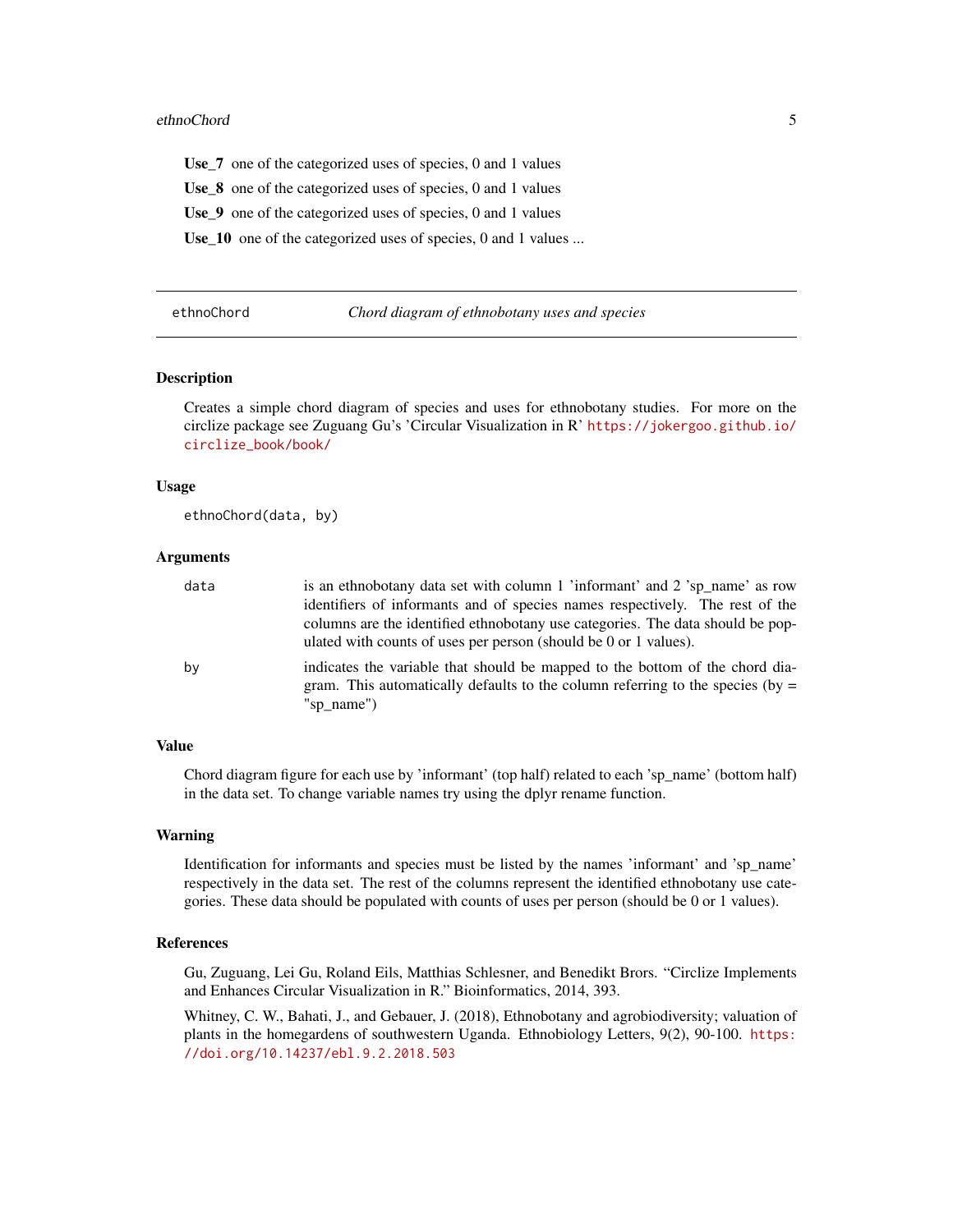**Use_7** one of the categorized uses of species, 0 and 1 values

**Use_8** one of the categorized uses of species, 0 and 1 values

**Use_9** one of the categorized uses of species, 0 and 1 values

**Use_10** one of the categorized uses of species, 0 and 1 values ...

---

## ethnoChord — *Chord diagram of ethnobotany uses and species*

---

### Description

Creates a simple chord diagram of species and uses for ethnobotany studies. For more on the circlize package see Zuguang Gu's 'Circular Visualization in R' https://jokergoo.github.io/circlize_book/book/

### Usage

```
ethnoChord(data, by)
```

### Arguments

| | |
|---|---|
| `data` | is an ethnobotany data set with column 1 'informant' and 2 'sp_name' as row identifiers of informants and of species names respectively. The rest of the columns are the identified ethnobotany use categories. The data should be populated with counts of uses per person (should be 0 or 1 values). |
| `by` | indicates the variable that should be mapped to the bottom of the chord diagram. This automatically defaults to the column referring to the species (by = "sp_name") |

### Value

Chord diagram figure for each use by 'informant' (top half) related to each 'sp_name' (bottom half) in the data set. To change variable names try using the dplyr rename function.

### Warning

Identification for informants and species must be listed by the names 'informant' and 'sp_name' respectively in the data set. The rest of the columns represent the identified ethnobotany use categories. These data should be populated with counts of uses per person (should be 0 or 1 values).

### References

Gu, Zuguang, Lei Gu, Roland Eils, Matthias Schlesner, and Benedikt Brors. "Circlize Implements and Enhances Circular Visualization in R." Bioinformatics, 2014, 393.

Whitney, C. W., Bahati, J., and Gebauer, J. (2018), Ethnobotany and agrobiodiversity; valuation of plants in the homegardens of southwestern Uganda. Ethnobiology Letters, 9(2), 90-100. https://doi.org/10.14237/ebl.9.2.2018.503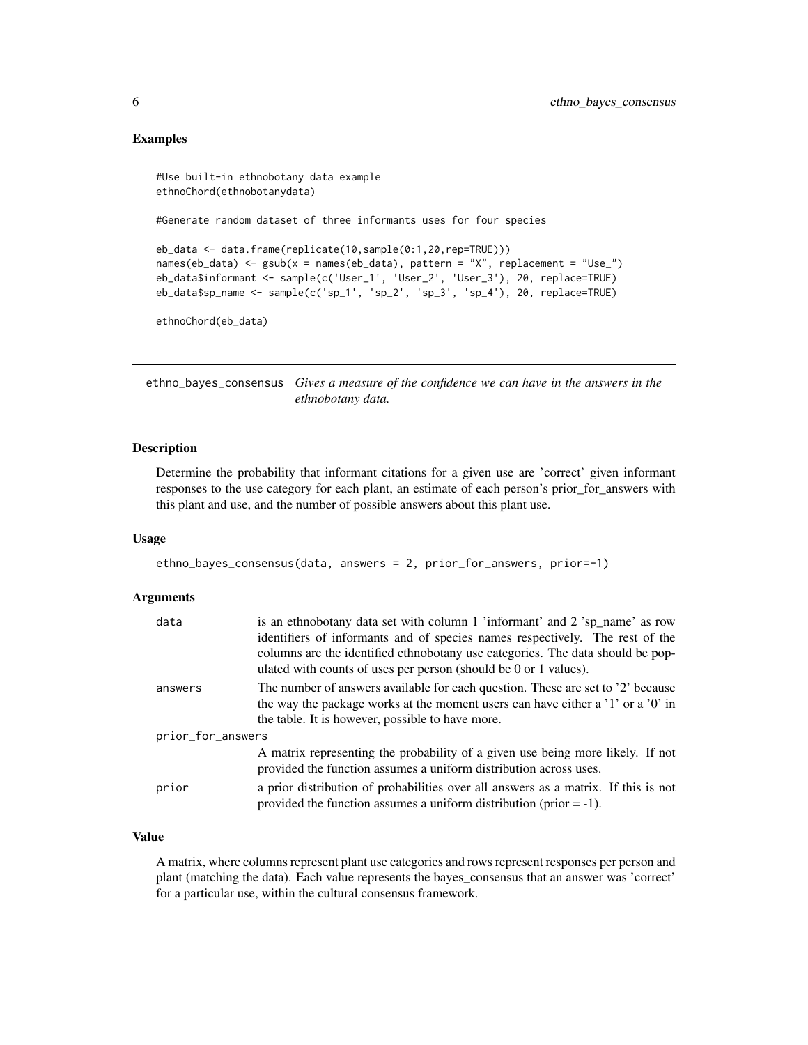## Examples

```
#Use built-in ethnobotany data example
ethnoChord(ethnobotanydata)

#Generate random dataset of three informants uses for four species

eb_data <- data.frame(replicate(10,sample(0:1,20,rep=TRUE)))
names(eb_data) <- gsub(x = names(eb_data), pattern = "X", replacement = "Use_")
eb_data$informant <- sample(c('User_1', 'User_2', 'User_3'), 20, replace=TRUE)
eb_data$sp_name <- sample(c('sp_1', 'sp_2', 'sp_3', 'sp_4'), 20, replace=TRUE)

ethnoChord(eb_data)
```

---

# ethno_bayes_consensus *Gives a measure of the confidence we can have in the answers in the ethnobotany data.*

---

## Description

Determine the probability that informant citations for a given use are 'correct' given informant responses to the use category for each plant, an estimate of each person's prior_for_answers with this plant and use, and the number of possible answers about this plant use.

## Usage

```
ethno_bayes_consensus(data, answers = 2, prior_for_answers, prior=-1)
```

## Arguments

| | |
|---|---|
| `data` | is an ethnobotany data set with column 1 'informant' and 2 'sp_name' as row identifiers of informants and of species names respectively. The rest of the columns are the identified ethnobotany use categories. The data should be populated with counts of uses per person (should be 0 or 1 values). |
| `answers` | The number of answers available for each question. These are set to '2' because the way the package works at the moment users can have either a '1' or a '0' in the table. It is however, possible to have more. |
| `prior_for_answers` | A matrix representing the probability of a given use being more likely. If not provided the function assumes a uniform distribution across uses. |
| `prior` | a prior distribution of probabilities over all answers as a matrix. If this is not provided the function assumes a uniform distribution (prior = -1). |

## Value

A matrix, where columns represent plant use categories and rows represent responses per person and plant (matching the data). Each value represents the bayes_consensus that an answer was 'correct' for a particular use, within the cultural consensus framework.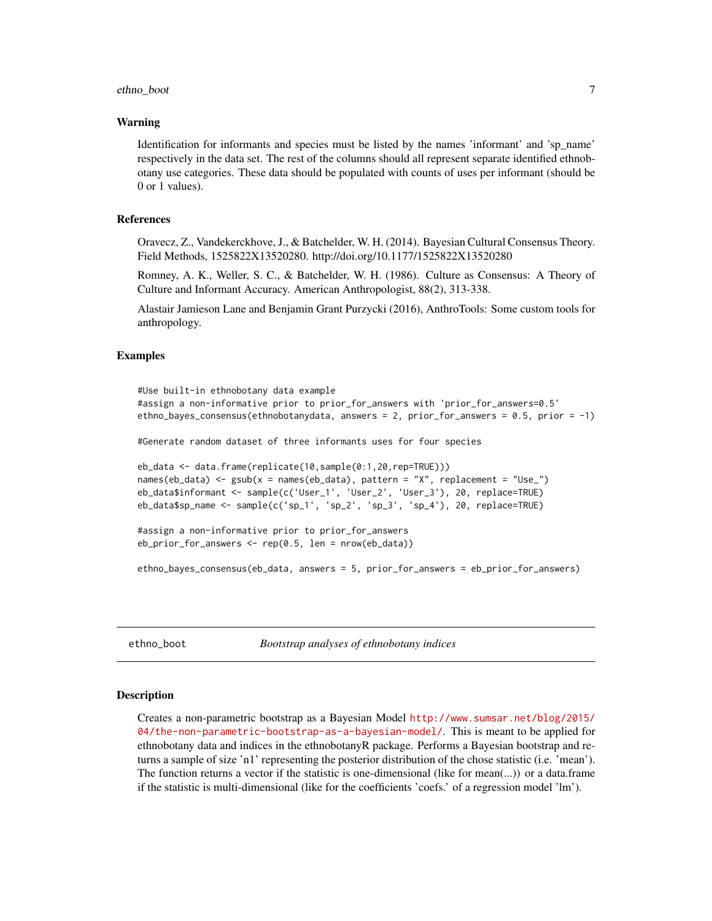### Warning

Identification for informants and species must be listed by the names 'informant' and 'sp_name' respectively in the data set. The rest of the columns should all represent separate identified ethnobotany use categories. These data should be populated with counts of uses per informant (should be 0 or 1 values).

### References

Oravecz, Z., Vandekerckhove, J., & Batchelder, W. H. (2014). Bayesian Cultural Consensus Theory. Field Methods, 1525822X13520280. http://doi.org/10.1177/1525822X13520280

Romney, A. K., Weller, S. C., & Batchelder, W. H. (1986). Culture as Consensus: A Theory of Culture and Informant Accuracy. American Anthropologist, 88(2), 313-338.

Alastair Jamieson Lane and Benjamin Grant Purzycki (2016), AnthroTools: Some custom tools for anthropology.

### Examples

```
#Use built-in ethnobotany data example
#assign a non-informative prior to prior_for_answers with 'prior_for_answers=0.5'
ethno_bayes_consensus(ethnobotanydata, answers = 2, prior_for_answers = 0.5, prior = -1)

#Generate random dataset of three informants uses for four species

eb_data <- data.frame(replicate(10,sample(0:1,20,rep=TRUE)))
names(eb_data) <- gsub(x = names(eb_data), pattern = "X", replacement = "Use_")
eb_data$informant <- sample(c('User_1', 'User_2', 'User_3'), 20, replace=TRUE)
eb_data$sp_name <- sample(c('sp_1', 'sp_2', 'sp_3', 'sp_4'), 20, replace=TRUE)

#assign a non-informative prior to prior_for_answers
eb_prior_for_answers <- rep(0.5, len = nrow(eb_data))

ethno_bayes_consensus(eb_data, answers = 5, prior_for_answers = eb_prior_for_answers)
```

## ethno_boot *Bootstrap analyses of ethnobotany indices*

### Description

Creates a non-parametric bootstrap as a Bayesian Model http://www.sumsar.net/blog/2015/04/the-non-parametric-bootstrap-as-a-bayesian-model/. This is meant to be applied for ethnobotany data and indices in the ethnobotanyR package. Performs a Bayesian bootstrap and returns a sample of size 'n1' representing the posterior distribution of the chose statistic (i.e. 'mean'). The function returns a vector if the statistic is one-dimensional (like for mean(...)) or a data.frame if the statistic is multi-dimensional (like for the coefficients 'coefs.' of a regression model 'lm').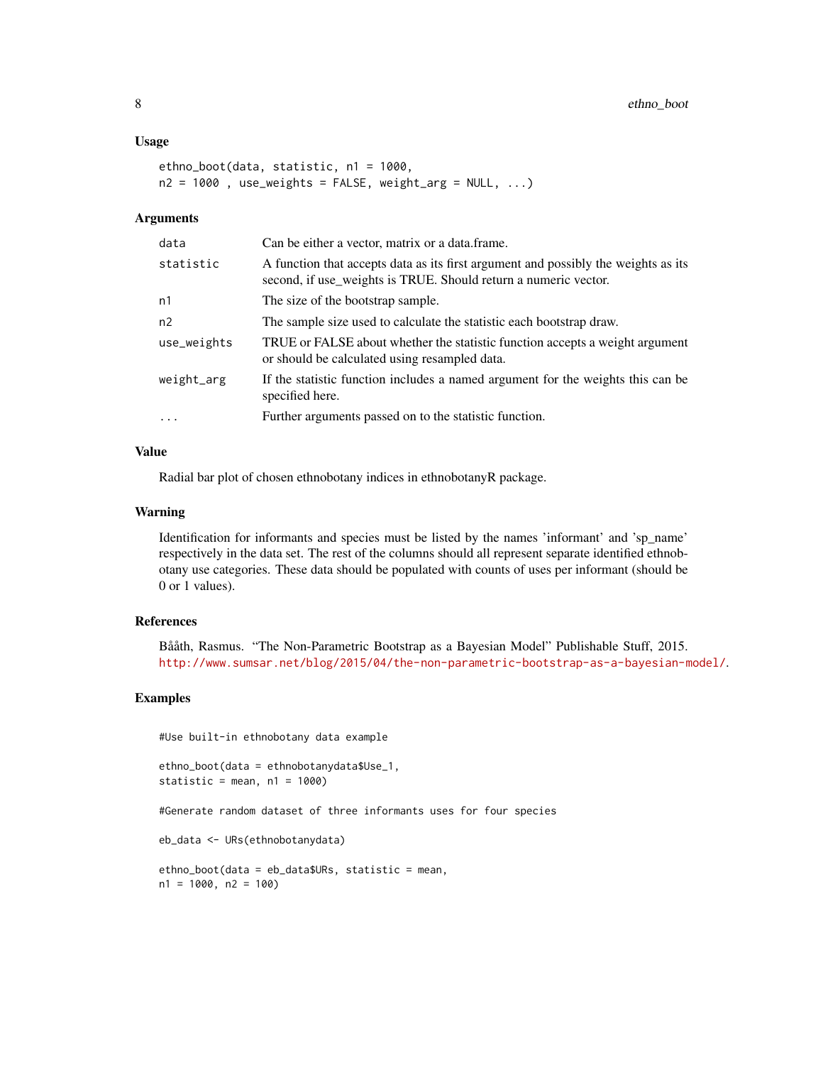## Usage

```
ethno_boot(data, statistic, n1 = 1000,
n2 = 1000 , use_weights = FALSE, weight_arg = NULL, ...)
```

## Arguments

| | |
|---|---|
| data | Can be either a vector, matrix or a data.frame. |
| statistic | A function that accepts data as its first argument and possibly the weights as its second, if use_weights is TRUE. Should return a numeric vector. |
| n1 | The size of the bootstrap sample. |
| n2 | The sample size used to calculate the statistic each bootstrap draw. |
| use_weights | TRUE or FALSE about whether the statistic function accepts a weight argument or should be calculated using resampled data. |
| weight_arg | If the statistic function includes a named argument for the weights this can be specified here. |
| ... | Further arguments passed on to the statistic function. |

## Value

Radial bar plot of chosen ethnobotany indices in ethnobotanyR package.

## Warning

Identification for informants and species must be listed by the names 'informant' and 'sp_name' respectively in the data set. The rest of the columns should all represent separate identified ethnobotany use categories. These data should be populated with counts of uses per informant (should be 0 or 1 values).

## References

Bååth, Rasmus. "The Non-Parametric Bootstrap as a Bayesian Model" Publishable Stuff, 2015. http://www.sumsar.net/blog/2015/04/the-non-parametric-bootstrap-as-a-bayesian-model/.

## Examples

```
#Use built-in ethnobotany data example

ethno_boot(data = ethnobotanydata$Use_1,
statistic = mean, n1 = 1000)

#Generate random dataset of three informants uses for four species

eb_data <- URs(ethnobotanydata)

ethno_boot(data = eb_data$URs, statistic = mean,
n1 = 1000, n2 = 100)
```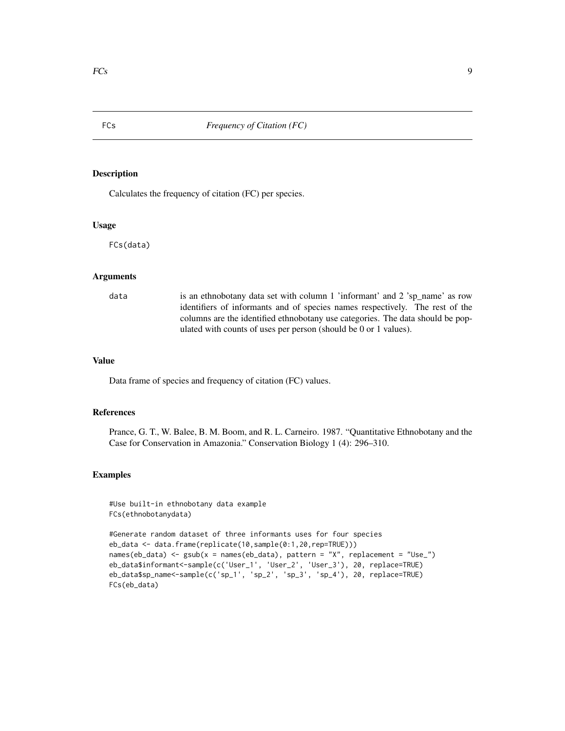FCs    *Frequency of Citation (FC)*

## Description

Calculates the frequency of citation (FC) per species.

## Usage

```
FCs(data)
```

## Arguments

| | |
|---|---|
| data | is an ethnobotany data set with column 1 'informant' and 2 'sp_name' as row identifiers of informants and of species names respectively. The rest of the columns are the identified ethnobotany use categories. The data should be populated with counts of uses per person (should be 0 or 1 values). |

## Value

Data frame of species and frequency of citation (FC) values.

## References

Prance, G. T., W. Balee, B. M. Boom, and R. L. Carneiro. 1987. "Quantitative Ethnobotany and the Case for Conservation in Amazonia." Conservation Biology 1 (4): 296–310.

## Examples

```
#Use built-in ethnobotany data example
FCs(ethnobotanydata)

#Generate random dataset of three informants uses for four species
eb_data <- data.frame(replicate(10,sample(0:1,20,rep=TRUE)))
names(eb_data) <- gsub(x = names(eb_data), pattern = "X", replacement = "Use_")
eb_data$informant<-sample(c('User_1', 'User_2', 'User_3'), 20, replace=TRUE)
eb_data$sp_name<-sample(c('sp_1', 'sp_2', 'sp_3', 'sp_4'), 20, replace=TRUE)
FCs(eb_data)
```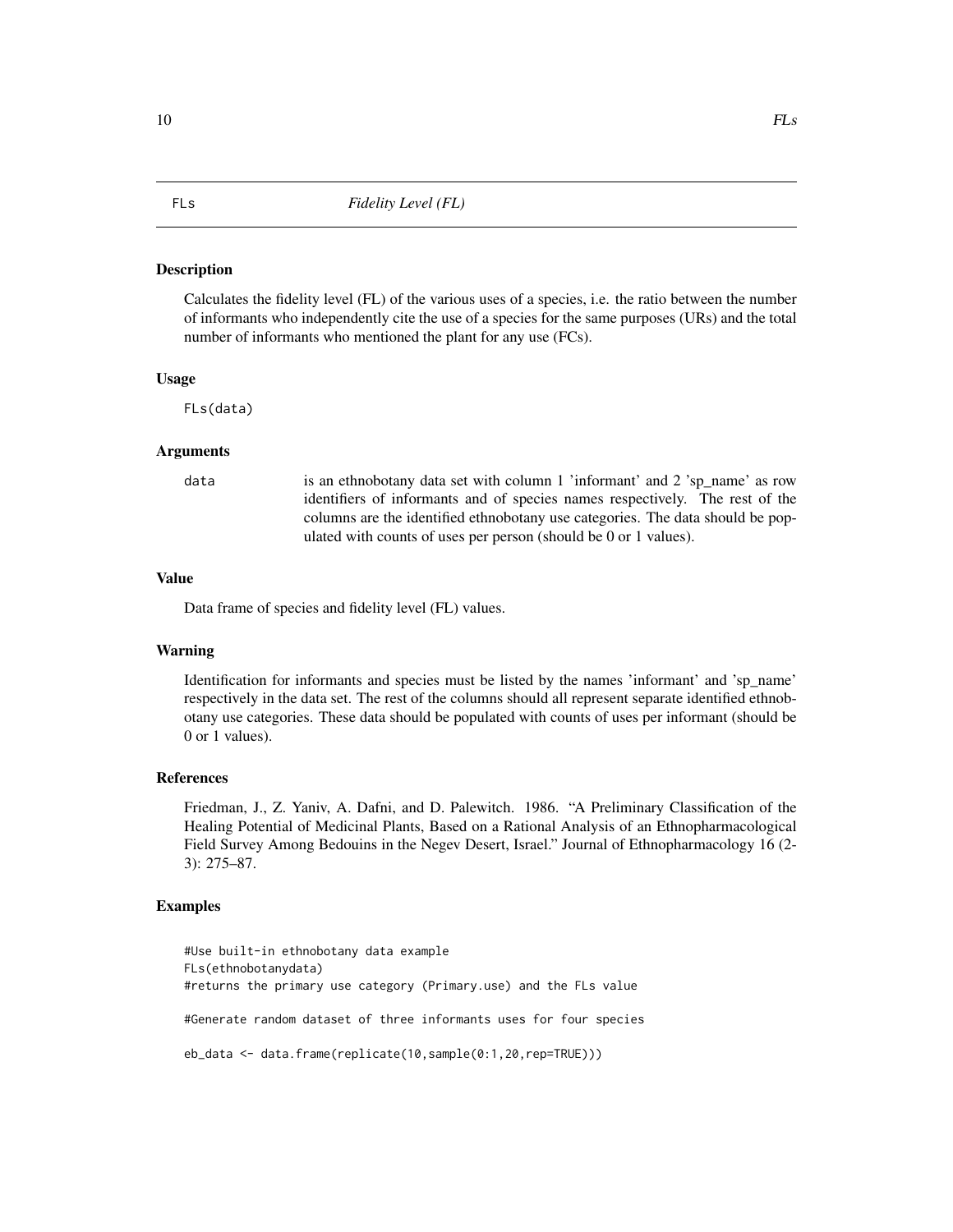FLs *Fidelity Level (FL)*

### Description

Calculates the fidelity level (FL) of the various uses of a species, i.e. the ratio between the number of informants who independently cite the use of a species for the same purposes (URs) and the total number of informants who mentioned the plant for any use (FCs).

### Usage

```
FLs(data)
```

### Arguments

| | |
|---|---|
| data | is an ethnobotany data set with column 1 'informant' and 2 'sp_name' as row identifiers of informants and of species names respectively. The rest of the columns are the identified ethnobotany use categories. The data should be populated with counts of uses per person (should be 0 or 1 values). |

### Value

Data frame of species and fidelity level (FL) values.

### Warning

Identification for informants and species must be listed by the names 'informant' and 'sp_name' respectively in the data set. The rest of the columns should all represent separate identified ethnobotany use categories. These data should be populated with counts of uses per informant (should be 0 or 1 values).

### References

Friedman, J., Z. Yaniv, A. Dafni, and D. Palewitch. 1986. "A Preliminary Classification of the Healing Potential of Medicinal Plants, Based on a Rational Analysis of an Ethnopharmacological Field Survey Among Bedouins in the Negev Desert, Israel." Journal of Ethnopharmacology 16 (2-3): 275–87.

### Examples

```
#Use built-in ethnobotany data example
FLs(ethnobotanydata)
#returns the primary use category (Primary.use) and the FLs value

#Generate random dataset of three informants uses for four species

eb_data <- data.frame(replicate(10,sample(0:1,20,rep=TRUE)))
```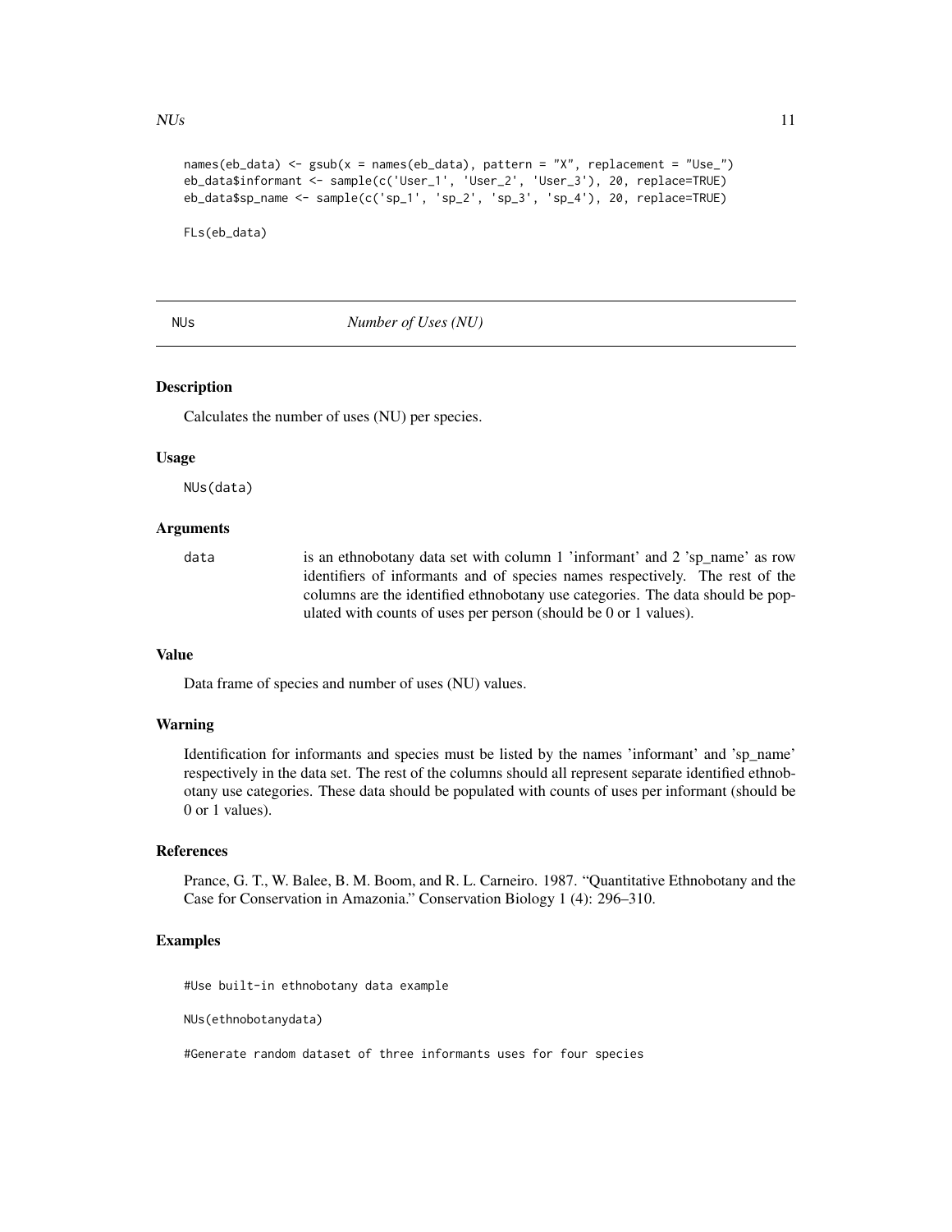```
names(eb_data) <- gsub(x = names(eb_data), pattern = "X", replacement = "Use_")
eb_data$informant <- sample(c('User_1', 'User_2', 'User_3'), 20, replace=TRUE)
eb_data$sp_name <- sample(c('sp_1', 'sp_2', 'sp_3', 'sp_4'), 20, replace=TRUE)

FLs(eb_data)
```

---

## NUs *Number of Uses (NU)*

---

### Description

Calculates the number of uses (NU) per species.

### Usage

```
NUs(data)
```

### Arguments

| | |
|---|---|
| data | is an ethnobotany data set with column 1 'informant' and 2 'sp_name' as row identifiers of informants and of species names respectively. The rest of the columns are the identified ethnobotany use categories. The data should be populated with counts of uses per person (should be 0 or 1 values). |

### Value

Data frame of species and number of uses (NU) values.

### Warning

Identification for informants and species must be listed by the names 'informant' and 'sp_name' respectively in the data set. The rest of the columns should all represent separate identified ethnobotany use categories. These data should be populated with counts of uses per informant (should be 0 or 1 values).

### References

Prance, G. T., W. Balee, B. M. Boom, and R. L. Carneiro. 1987. "Quantitative Ethnobotany and the Case for Conservation in Amazonia." Conservation Biology 1 (4): 296–310.

### Examples

```
#Use built-in ethnobotany data example

NUs(ethnobotanydata)

#Generate random dataset of three informants uses for four species
```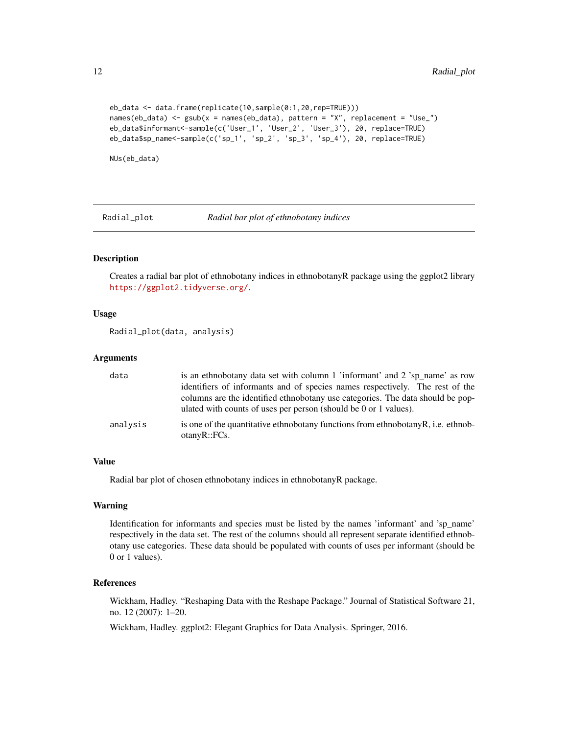```
eb_data <- data.frame(replicate(10,sample(0:1,20,rep=TRUE)))
names(eb_data) <- gsub(x = names(eb_data), pattern = "X", replacement = "Use_")
eb_data$informant<-sample(c('User_1', 'User_2', 'User_3'), 20, replace=TRUE)
eb_data$sp_name<-sample(c('sp_1', 'sp_2', 'sp_3', 'sp_4'), 20, replace=TRUE)

NUs(eb_data)
```

---

Radial_plot — *Radial bar plot of ethnobotany indices*

---

### Description

Creates a radial bar plot of ethnobotany indices in ethnobotanyR package using the ggplot2 library https://ggplot2.tidyverse.org/.

### Usage

```
Radial_plot(data, analysis)
```

### Arguments

| | |
|---|---|
| `data` | is an ethnobotany data set with column 1 'informant' and 2 'sp_name' as row identifiers of informants and of species names respectively. The rest of the columns are the identified ethnobotany use categories. The data should be populated with counts of uses per person (should be 0 or 1 values). |
| `analysis` | is one of the quantitative ethnobotany functions from ethnobotanyR, i.e. ethnobotanyR::FCs. |

### Value

Radial bar plot of chosen ethnobotany indices in ethnobotanyR package.

### Warning

Identification for informants and species must be listed by the names 'informant' and 'sp_name' respectively in the data set. The rest of the columns should all represent separate identified ethnobotany use categories. These data should be populated with counts of uses per informant (should be 0 or 1 values).

### References

Wickham, Hadley. "Reshaping Data with the Reshape Package." Journal of Statistical Software 21, no. 12 (2007): 1–20.

Wickham, Hadley. ggplot2: Elegant Graphics for Data Analysis. Springer, 2016.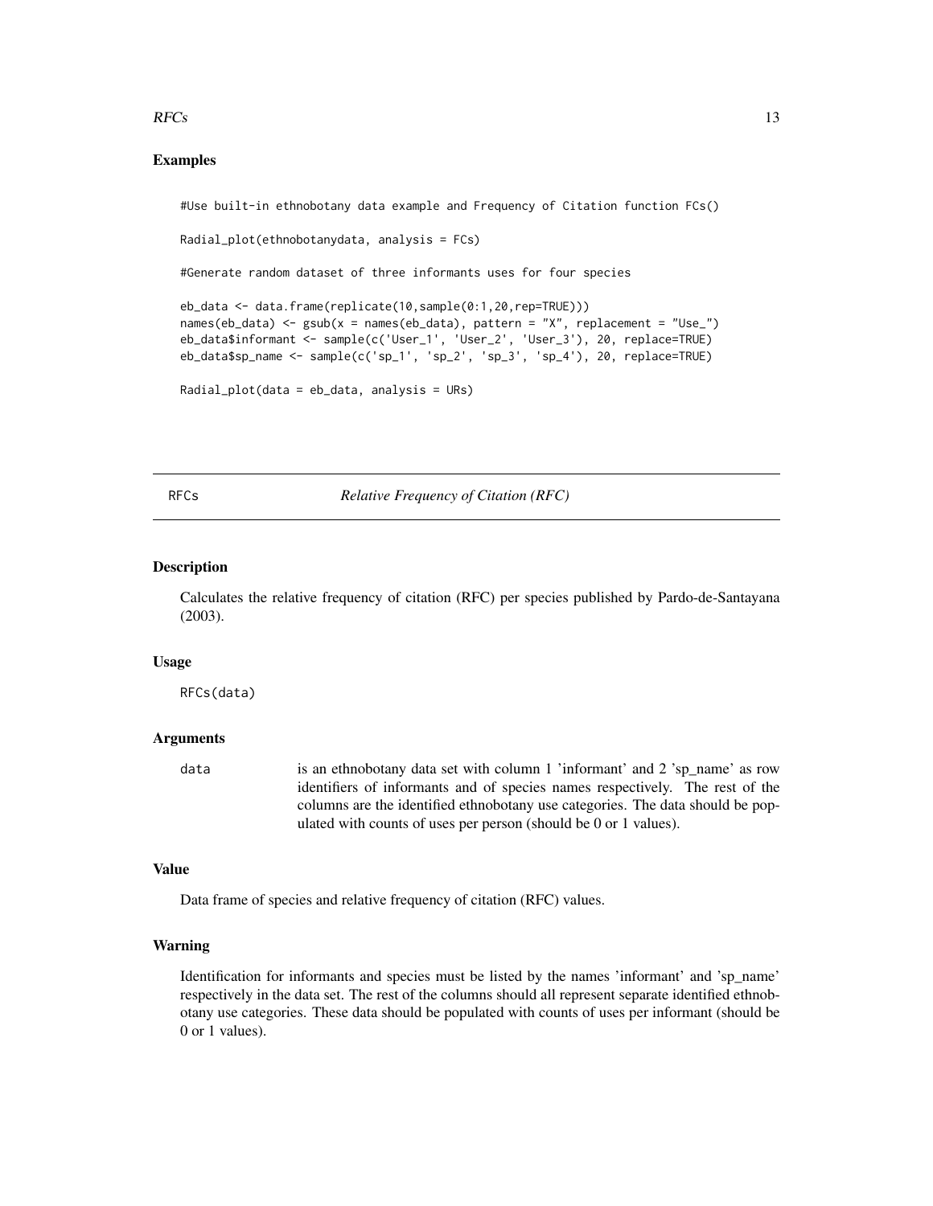## Examples

```
#Use built-in ethnobotany data example and Frequency of Citation function FCs()

Radial_plot(ethnobotanydata, analysis = FCs)

#Generate random dataset of three informants uses for four species

eb_data <- data.frame(replicate(10,sample(0:1,20,rep=TRUE)))
names(eb_data) <- gsub(x = names(eb_data), pattern = "X", replacement = "Use_")
eb_data$informant <- sample(c('User_1', 'User_2', 'User_3'), 20, replace=TRUE)
eb_data$sp_name <- sample(c('sp_1', 'sp_2', 'sp_3', 'sp_4'), 20, replace=TRUE)

Radial_plot(data = eb_data, analysis = URs)
```

---

# RFCs *Relative Frequency of Citation (RFC)*

---

## Description

Calculates the relative frequency of citation (RFC) per species published by Pardo-de-Santayana (2003).

## Usage

```
RFCs(data)
```

## Arguments

| | |
|---|---|
| data | is an ethnobotany data set with column 1 'informant' and 2 'sp_name' as row identifiers of informants and of species names respectively. The rest of the columns are the identified ethnobotany use categories. The data should be populated with counts of uses per person (should be 0 or 1 values). |

## Value

Data frame of species and relative frequency of citation (RFC) values.

## Warning

Identification for informants and species must be listed by the names 'informant' and 'sp_name' respectively in the data set. The rest of the columns should all represent separate identified ethnobotany use categories. These data should be populated with counts of uses per informant (should be 0 or 1 values).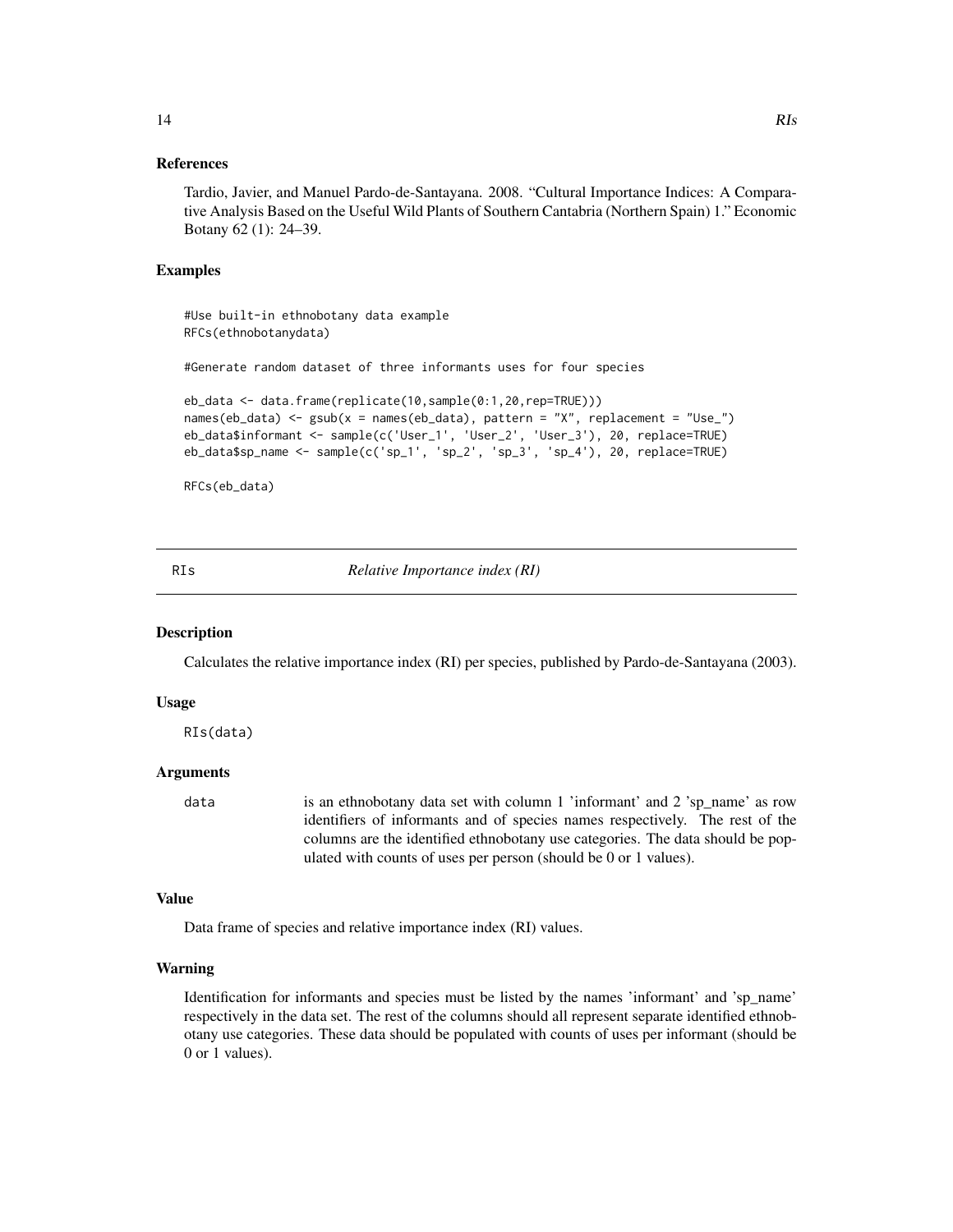### References

Tardio, Javier, and Manuel Pardo-de-Santayana. 2008. "Cultural Importance Indices: A Comparative Analysis Based on the Useful Wild Plants of Southern Cantabria (Northern Spain) 1." Economic Botany 62 (1): 24–39.

### Examples

```
#Use built-in ethnobotany data example
RFCs(ethnobotanydata)

#Generate random dataset of three informants uses for four species

eb_data <- data.frame(replicate(10,sample(0:1,20,rep=TRUE)))
names(eb_data) <- gsub(x = names(eb_data), pattern = "X", replacement = "Use_")
eb_data$informant <- sample(c('User_1', 'User_2', 'User_3'), 20, replace=TRUE)
eb_data$sp_name <- sample(c('sp_1', 'sp_2', 'sp_3', 'sp_4'), 20, replace=TRUE)

RFCs(eb_data)
```

---

## RIs — *Relative Importance index (RI)*

---

### Description

Calculates the relative importance index (RI) per species, published by Pardo-de-Santayana (2003).

### Usage

```
RIs(data)
```

### Arguments

| | |
|---|---|
| data | is an ethnobotany data set with column 1 'informant' and 2 'sp_name' as row identifiers of informants and of species names respectively. The rest of the columns are the identified ethnobotany use categories. The data should be populated with counts of uses per person (should be 0 or 1 values). |

### Value

Data frame of species and relative importance index (RI) values.

### Warning

Identification for informants and species must be listed by the names 'informant' and 'sp_name' respectively in the data set. The rest of the columns should all represent separate identified ethnobotany use categories. These data should be populated with counts of uses per informant (should be 0 or 1 values).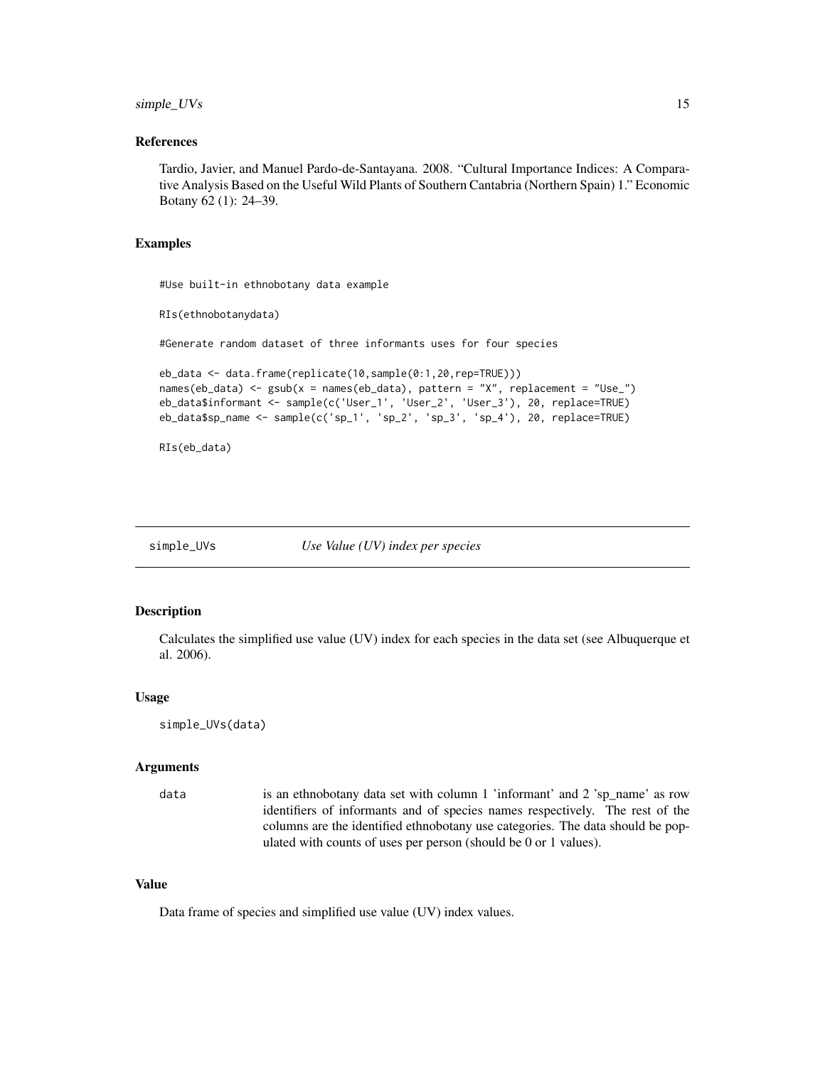## References

Tardio, Javier, and Manuel Pardo-de-Santayana. 2008. "Cultural Importance Indices: A Comparative Analysis Based on the Useful Wild Plants of Southern Cantabria (Northern Spain) 1." Economic Botany 62 (1): 24–39.

## Examples

```
#Use built-in ethnobotany data example

RIs(ethnobotanydata)

#Generate random dataset of three informants uses for four species

eb_data <- data.frame(replicate(10,sample(0:1,20,rep=TRUE)))
names(eb_data) <- gsub(x = names(eb_data), pattern = "X", replacement = "Use_")
eb_data$informant <- sample(c('User_1', 'User_2', 'User_3'), 20, replace=TRUE)
eb_data$sp_name <- sample(c('sp_1', 'sp_2', 'sp_3', 'sp_4'), 20, replace=TRUE)

RIs(eb_data)
```

---

# simple_UVs *Use Value (UV) index per species*

## Description

Calculates the simplified use value (UV) index for each species in the data set (see Albuquerque et al. 2006).

## Usage

```
simple_UVs(data)
```

## Arguments

| | |
|---|---|
| data | is an ethnobotany data set with column 1 'informant' and 2 'sp_name' as row identifiers of informants and of species names respectively. The rest of the columns are the identified ethnobotany use categories. The data should be populated with counts of uses per person (should be 0 or 1 values). |

## Value

Data frame of species and simplified use value (UV) index values.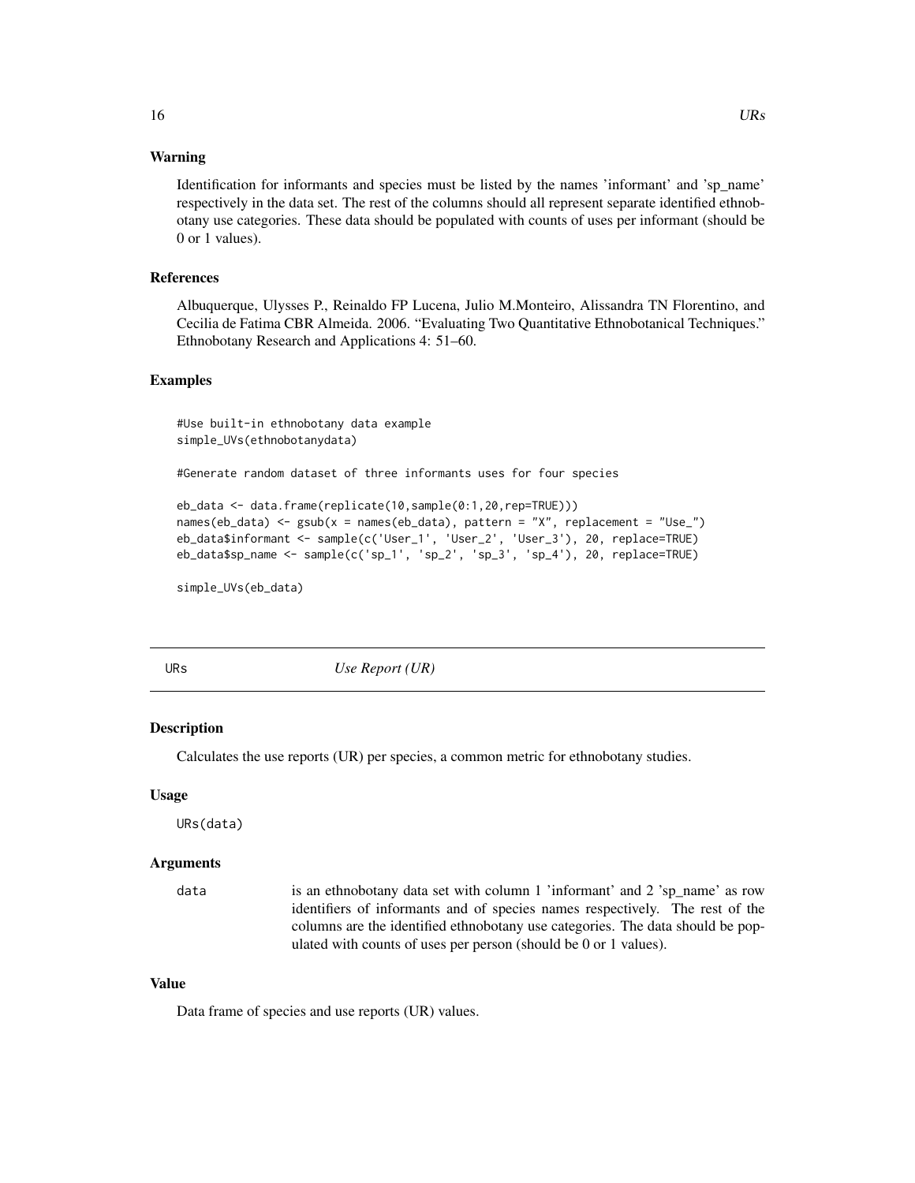### Warning

Identification for informants and species must be listed by the names 'informant' and 'sp_name' respectively in the data set. The rest of the columns should all represent separate identified ethnobotany use categories. These data should be populated with counts of uses per informant (should be 0 or 1 values).

### References

Albuquerque, Ulysses P., Reinaldo FP Lucena, Julio M.Monteiro, Alissandra TN Florentino, and Cecilia de Fatima CBR Almeida. 2006. "Evaluating Two Quantitative Ethnobotanical Techniques." Ethnobotany Research and Applications 4: 51–60.

### Examples

```
#Use built-in ethnobotany data example
simple_UVs(ethnobotanydata)

#Generate random dataset of three informants uses for four species

eb_data <- data.frame(replicate(10,sample(0:1,20,rep=TRUE)))
names(eb_data) <- gsub(x = names(eb_data), pattern = "X", replacement = "Use_")
eb_data$informant <- sample(c('User_1', 'User_2', 'User_3'), 20, replace=TRUE)
eb_data$sp_name <- sample(c('sp_1', 'sp_2', 'sp_3', 'sp_4'), 20, replace=TRUE)

simple_UVs(eb_data)
```

---

## URs — *Use Report (UR)*

### Description

Calculates the use reports (UR) per species, a common metric for ethnobotany studies.

### Usage

```
URs(data)
```

### Arguments

| | |
|---|---|
| data | is an ethnobotany data set with column 1 'informant' and 2 'sp_name' as row identifiers of informants and of species names respectively. The rest of the columns are the identified ethnobotany use categories. The data should be populated with counts of uses per person (should be 0 or 1 values). |

### Value

Data frame of species and use reports (UR) values.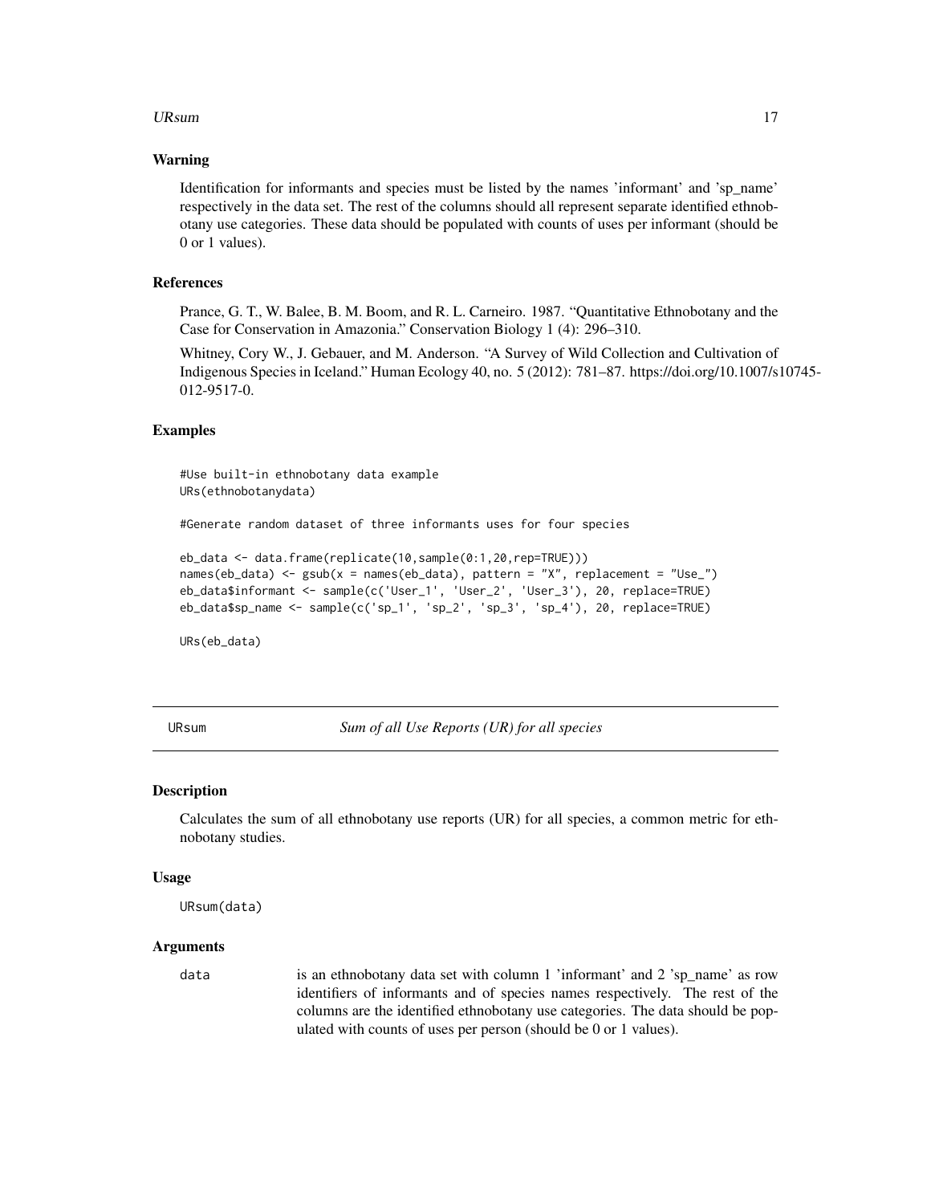### Warning

Identification for informants and species must be listed by the names 'informant' and 'sp_name' respectively in the data set. The rest of the columns should all represent separate identified ethnobotany use categories. These data should be populated with counts of uses per informant (should be 0 or 1 values).

### References

Prance, G. T., W. Balee, B. M. Boom, and R. L. Carneiro. 1987. "Quantitative Ethnobotany and the Case for Conservation in Amazonia." Conservation Biology 1 (4): 296–310.

Whitney, Cory W., J. Gebauer, and M. Anderson. "A Survey of Wild Collection and Cultivation of Indigenous Species in Iceland." Human Ecology 40, no. 5 (2012): 781–87. https://doi.org/10.1007/s10745-012-9517-0.

### Examples

```
#Use built-in ethnobotany data example
URs(ethnobotanydata)

#Generate random dataset of three informants uses for four species

eb_data <- data.frame(replicate(10,sample(0:1,20,rep=TRUE)))
names(eb_data) <- gsub(x = names(eb_data), pattern = "X", replacement = "Use_")
eb_data$informant <- sample(c('User_1', 'User_2', 'User_3'), 20, replace=TRUE)
eb_data$sp_name <- sample(c('sp_1', 'sp_2', 'sp_3', 'sp_4'), 20, replace=TRUE)

URs(eb_data)
```

---

## URsum — *Sum of all Use Reports (UR) for all species*

### Description

Calculates the sum of all ethnobotany use reports (UR) for all species, a common metric for ethnobotany studies.

### Usage

```
URsum(data)
```

### Arguments

| | |
|---|---|
| data | is an ethnobotany data set with column 1 'informant' and 2 'sp_name' as row identifiers of informants and of species names respectively. The rest of the columns are the identified ethnobotany use categories. The data should be populated with counts of uses per person (should be 0 or 1 values). |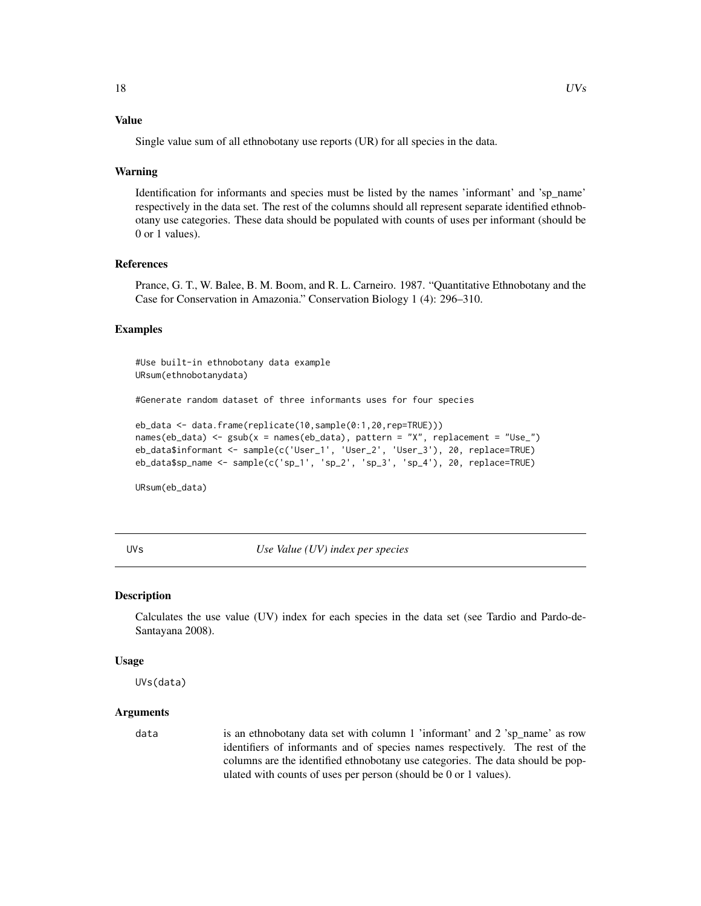### Value

Single value sum of all ethnobotany use reports (UR) for all species in the data.

### Warning

Identification for informants and species must be listed by the names 'informant' and 'sp_name' respectively in the data set. The rest of the columns should all represent separate identified ethnobotany use categories. These data should be populated with counts of uses per informant (should be 0 or 1 values).

### References

Prance, G. T., W. Balee, B. M. Boom, and R. L. Carneiro. 1987. "Quantitative Ethnobotany and the Case for Conservation in Amazonia." Conservation Biology 1 (4): 296–310.

### Examples

```
#Use built-in ethnobotany data example
URsum(ethnobotanydata)

#Generate random dataset of three informants uses for four species

eb_data <- data.frame(replicate(10,sample(0:1,20,rep=TRUE)))
names(eb_data) <- gsub(x = names(eb_data), pattern = "X", replacement = "Use_")
eb_data$informant <- sample(c('User_1', 'User_2', 'User_3'), 20, replace=TRUE)
eb_data$sp_name <- sample(c('sp_1', 'sp_2', 'sp_3', 'sp_4'), 20, replace=TRUE)

URsum(eb_data)
```

---

## UVs — *Use Value (UV) index per species*

### Description

Calculates the use value (UV) index for each species in the data set (see Tardio and Pardo-de-Santayana 2008).

### Usage

```
UVs(data)
```

### Arguments

| | |
|---|---|
| data | is an ethnobotany data set with column 1 'informant' and 2 'sp_name' as row identifiers of informants and of species names respectively. The rest of the columns are the identified ethnobotany use categories. The data should be populated with counts of uses per person (should be 0 or 1 values). |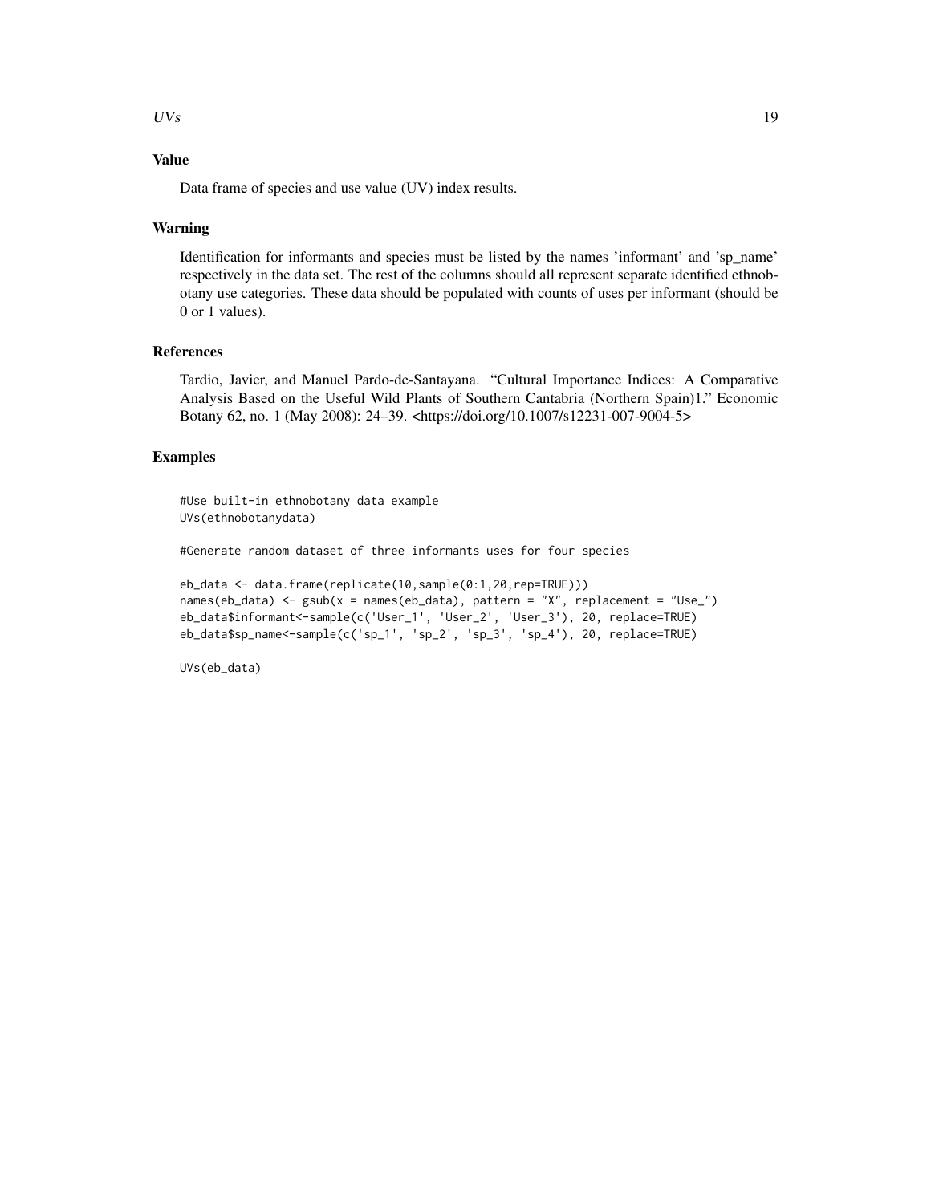## Value

Data frame of species and use value (UV) index results.

## Warning

Identification for informants and species must be listed by the names 'informant' and 'sp_name' respectively in the data set. The rest of the columns should all represent separate identified ethnobotany use categories. These data should be populated with counts of uses per informant (should be 0 or 1 values).

## References

Tardio, Javier, and Manuel Pardo-de-Santayana. "Cultural Importance Indices: A Comparative Analysis Based on the Useful Wild Plants of Southern Cantabria (Northern Spain)1." Economic Botany 62, no. 1 (May 2008): 24–39. <https://doi.org/10.1007/s12231-007-9004-5>

## Examples

```
#Use built-in ethnobotany data example
UVs(ethnobotanydata)

#Generate random dataset of three informants uses for four species

eb_data <- data.frame(replicate(10,sample(0:1,20,rep=TRUE)))
names(eb_data) <- gsub(x = names(eb_data), pattern = "X", replacement = "Use_")
eb_data$informant<-sample(c('User_1', 'User_2', 'User_3'), 20, replace=TRUE)
eb_data$sp_name<-sample(c('sp_1', 'sp_2', 'sp_3', 'sp_4'), 20, replace=TRUE)

UVs(eb_data)
```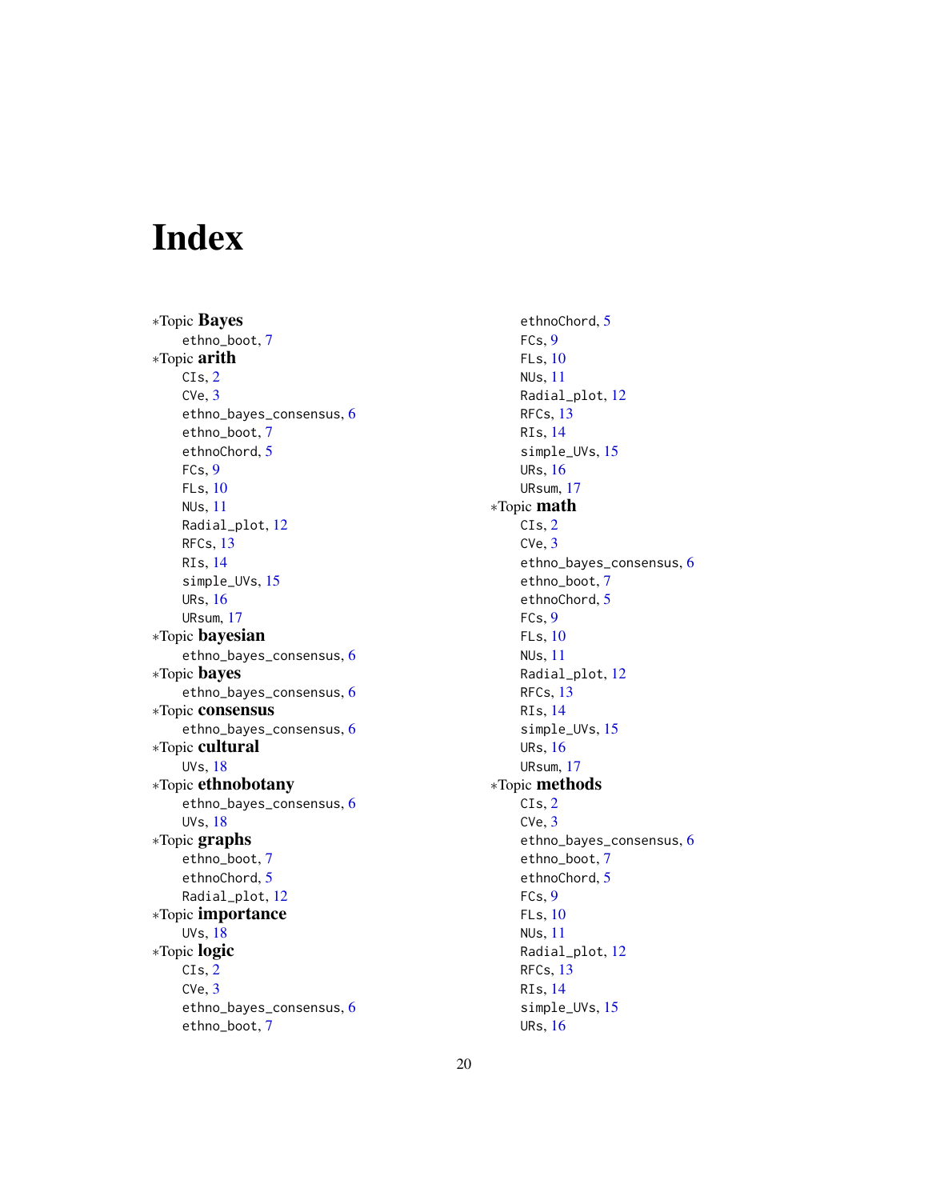# Index

∗Topic **Bayes**
- ethno_boot, 7

∗Topic **arith**
- CIs, 2
- CVe, 3
- ethno_bayes_consensus, 6
- ethno_boot, 7
- ethnoChord, 5
- FCs, 9
- FLs, 10
- NUs, 11
- Radial_plot, 12
- RFCs, 13
- RIs, 14
- simple_UVs, 15
- URs, 16
- URsum, 17

∗Topic **bayesian**
- ethno_bayes_consensus, 6

∗Topic **bayes**
- ethno_bayes_consensus, 6

∗Topic **consensus**
- ethno_bayes_consensus, 6

∗Topic **cultural**
- UVs, 18

∗Topic **ethnobotany**
- ethno_bayes_consensus, 6
- UVs, 18

∗Topic **graphs**
- ethno_boot, 7
- ethnoChord, 5
- Radial_plot, 12

∗Topic **importance**
- UVs, 18

∗Topic **logic**
- CIs, 2
- CVe, 3
- ethno_bayes_consensus, 6
- ethno_boot, 7
- ethnoChord, 5
- FCs, 9
- FLs, 10
- NUs, 11
- Radial_plot, 12
- RFCs, 13
- RIs, 14
- simple_UVs, 15
- URs, 16
- URsum, 17

∗Topic **math**
- CIs, 2
- CVe, 3
- ethno_bayes_consensus, 6
- ethno_boot, 7
- ethnoChord, 5
- FCs, 9
- FLs, 10
- NUs, 11
- Radial_plot, 12
- RFCs, 13
- RIs, 14
- simple_UVs, 15
- URs, 16
- URsum, 17

∗Topic **methods**
- CIs, 2
- CVe, 3
- ethno_bayes_consensus, 6
- ethno_boot, 7
- ethnoChord, 5
- FCs, 9
- FLs, 10
- NUs, 11
- Radial_plot, 12
- RFCs, 13
- RIs, 14
- simple_UVs, 15
- URs, 16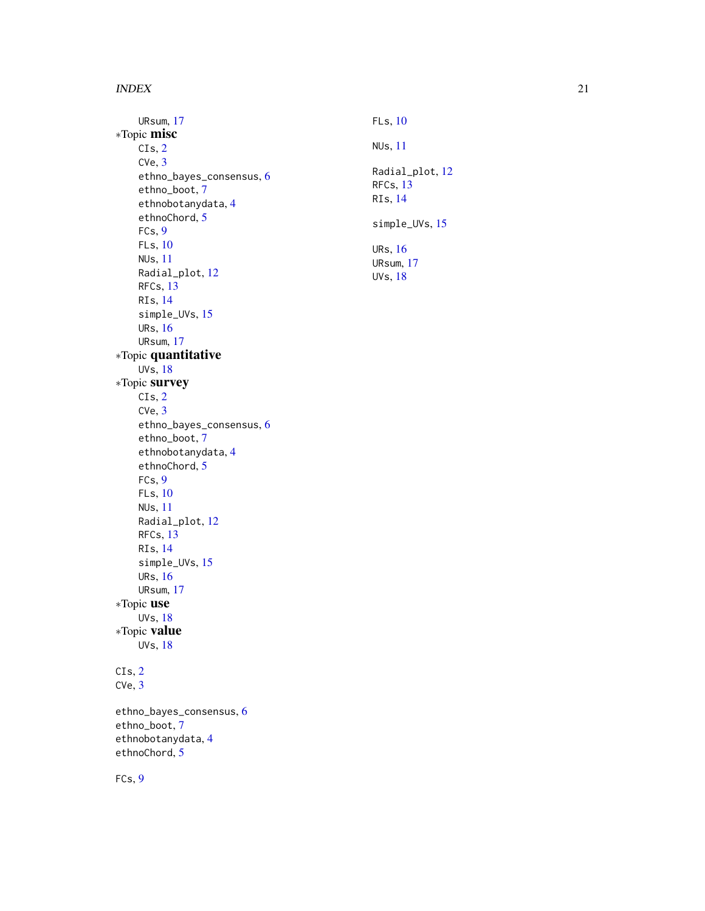URsum, 17

∗Topic **misc**

CIs, 2
CVe, 3
ethno_bayes_consensus, 6
ethno_boot, 7
ethnobotanydata, 4
ethnoChord, 5
FCs, 9
FLs, 10
NUs, 11
Radial_plot, 12
RFCs, 13
RIs, 14
simple_UVs, 15
URs, 16
URsum, 17

∗Topic **quantitative**

UVs, 18

∗Topic **survey**

CIs, 2
CVe, 3
ethno_bayes_consensus, 6
ethno_boot, 7
ethnobotanydata, 4
ethnoChord, 5
FCs, 9
FLs, 10
NUs, 11
Radial_plot, 12
RFCs, 13
RIs, 14
simple_UVs, 15
URs, 16
URsum, 17

∗Topic **use**

UVs, 18

∗Topic **value**

UVs, 18

CIs, 2
CVe, 3

ethno_bayes_consensus, 6
ethno_boot, 7
ethnobotanydata, 4
ethnoChord, 5

FCs, 9
FLs, 10

NUs, 11

Radial_plot, 12
RFCs, 13
RIs, 14

simple_UVs, 15

URs, 16
URsum, 17
UVs, 18